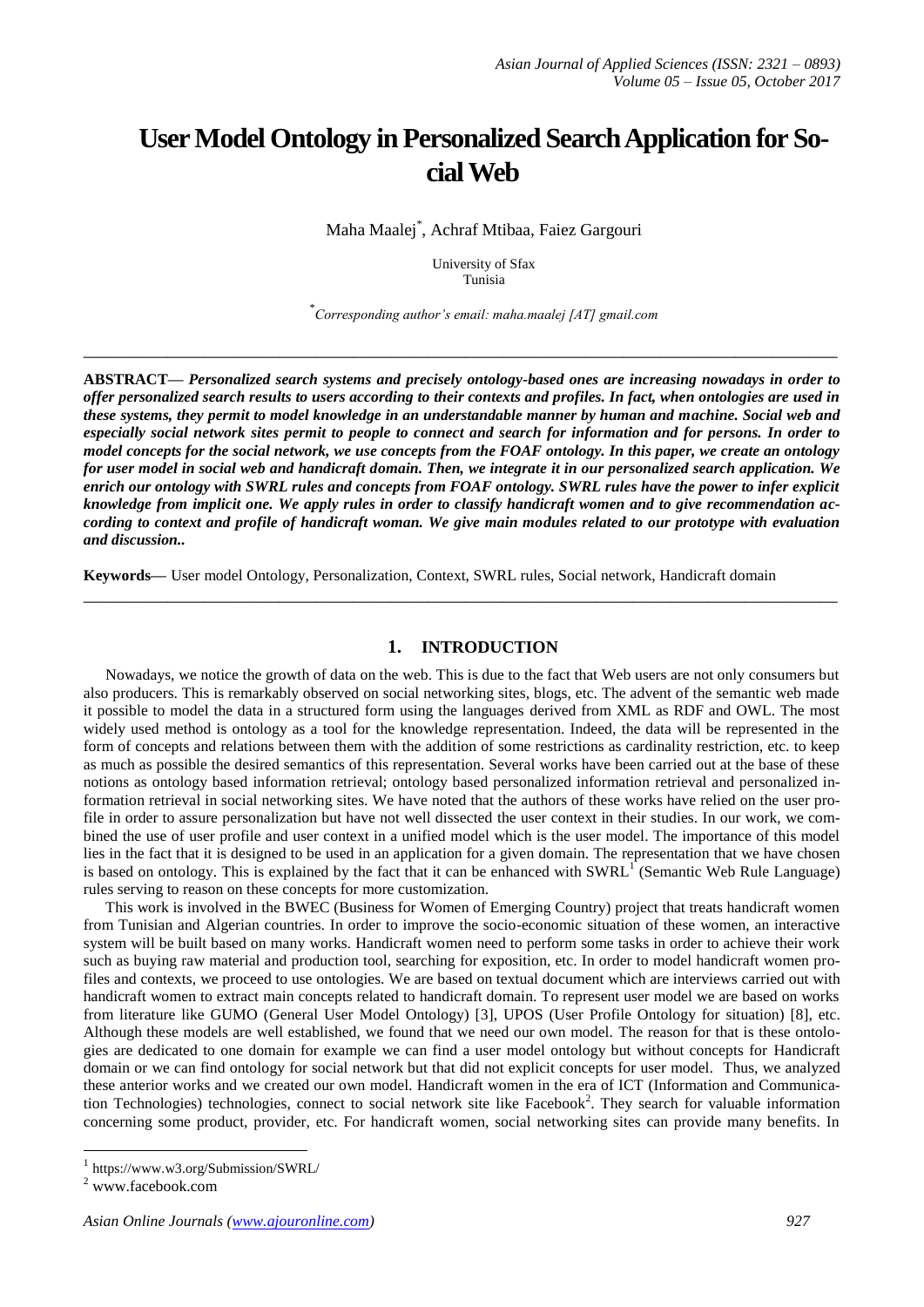# User Model Ontology in Personalized Search Application for Social Web

Maha Maalej*, Achraf Mtibaa, Faiez Gargouri

University of Sfax
Tunisia

*Corresponding author's email: maha.maalej [AT] gmail.com

---

**ABSTRACT—** ***Personalized search systems and precisely ontology-based ones are increasing nowadays in order to offer personalized search results to users according to their contexts and profiles. In fact, when ontologies are used in these systems, they permit to model knowledge in an understandable manner by human and machine. Social web and especially social network sites permit to people to connect and search for information and for persons. In order to model concepts for the social network, we use concepts from the FOAF ontology. In this paper, we create an ontology for user model in social web and handicraft domain. Then, we integrate it in our personalized search application. We enrich our ontology with SWRL rules and concepts from FOAF ontology. SWRL rules have the power to infer explicit knowledge from implicit one. We apply rules in order to classify handicraft women and to give recommendation according to context and profile of handicraft woman. We give main modules related to our prototype with evaluation and discussion..***

**Keywords—** User model Ontology, Personalization, Context, SWRL rules, Social network, Handicraft domain

---

## 1. INTRODUCTION

Nowadays, we notice the growth of data on the web. This is due to the fact that Web users are not only consumers but also producers. This is remarkably observed on social networking sites, blogs, etc. The advent of the semantic web made it possible to model the data in a structured form using the languages derived from XML as RDF and OWL. The most widely used method is ontology as a tool for the knowledge representation. Indeed, the data will be represented in the form of concepts and relations between them with the addition of some restrictions as cardinality restriction, etc. to keep as much as possible the desired semantics of this representation. Several works have been carried out at the base of these notions as ontology based information retrieval; ontology based personalized information retrieval and personalized information retrieval in social networking sites. We have noted that the authors of these works have relied on the user profile in order to assure personalization but have not well dissected the user context in their studies. In our work, we combined the use of user profile and user context in a unified model which is the user model. The importance of this model lies in the fact that it is designed to be used in an application for a given domain. The representation that we have chosen is based on ontology. This is explained by the fact that it can be enhanced with SWRL[1] (Semantic Web Rule Language) rules serving to reason on these concepts for more customization.

This work is involved in the BWEC (Business for Women of Emerging Country) project that treats handicraft women from Tunisian and Algerian countries. In order to improve the socio-economic situation of these women, an interactive system will be built based on many works. Handicraft women need to perform some tasks in order to achieve their work such as buying raw material and production tool, searching for exposition, etc. In order to model handicraft women profiles and contexts, we proceed to use ontologies. We are based on textual document which are interviews carried out with handicraft women to extract main concepts related to handicraft domain. To represent user model we are based on works from literature like GUMO (General User Model Ontology) [3], UPOS (User Profile Ontology for situation) [8], etc. Although these models are well established, we found that we need our own model. The reason for that is these ontologies are dedicated to one domain for example we can find a user model ontology but without concepts for Handicraft domain or we can find ontology for social network but that did not explicit concepts for user model. Thus, we analyzed these anterior works and we created our own model. Handicraft women in the era of ICT (Information and Communication Technologies) technologies, connect to social network site like Facebook[2]. They search for valuable information concerning some product, provider, etc. For handicraft women, social networking sites can provide many benefits. In

---

[1] https://www.w3.org/Submission/SWRL/

[2] www.facebook.com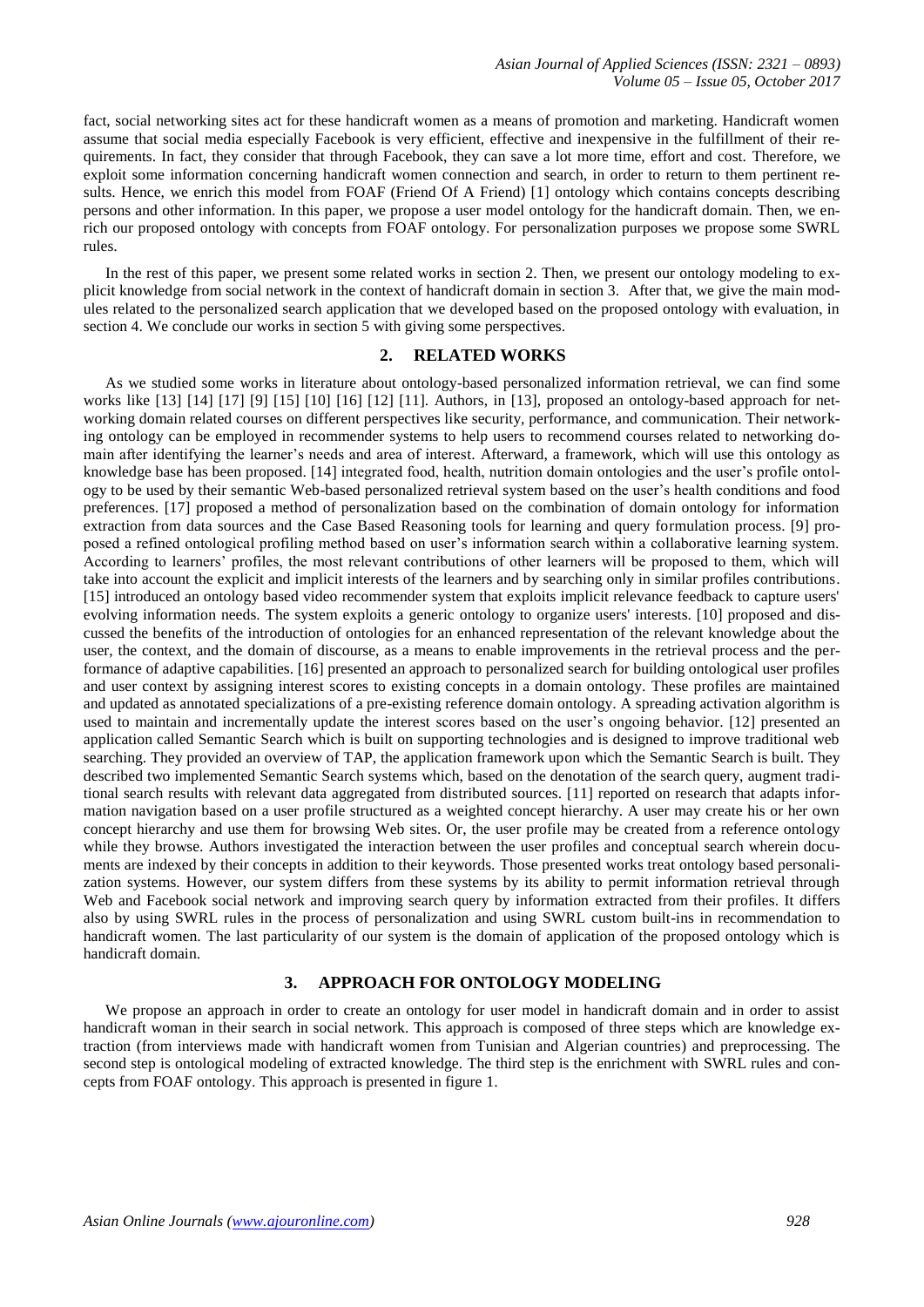fact, social networking sites act for these handicraft women as a means of promotion and marketing. Handicraft women assume that social media especially Facebook is very efficient, effective and inexpensive in the fulfillment of their requirements. In fact, they consider that through Facebook, they can save a lot more time, effort and cost. Therefore, we exploit some information concerning handicraft women connection and search, in order to return to them pertinent results. Hence, we enrich this model from FOAF (Friend Of A Friend) [1] ontology which contains concepts describing persons and other information. In this paper, we propose a user model ontology for the handicraft domain. Then, we enrich our proposed ontology with concepts from FOAF ontology. For personalization purposes we propose some SWRL rules.

In the rest of this paper, we present some related works in section 2. Then, we present our ontology modeling to explicit knowledge from social network in the context of handicraft domain in section 3. After that, we give the main modules related to the personalized search application that we developed based on the proposed ontology with evaluation, in section 4. We conclude our works in section 5 with giving some perspectives.

## 2. RELATED WORKS

As we studied some works in literature about ontology-based personalized information retrieval, we can find some works like [13] [14] [17] [9] [15] [10] [16] [12] [11]. Authors, in [13], proposed an ontology-based approach for networking domain related courses on different perspectives like security, performance, and communication. Their networking ontology can be employed in recommender systems to help users to recommend courses related to networking domain after identifying the learner's needs and area of interest. Afterward, a framework, which will use this ontology as knowledge base has been proposed. [14] integrated food, health, nutrition domain ontologies and the user's profile ontology to be used by their semantic Web-based personalized retrieval system based on the user's health conditions and food preferences. [17] proposed a method of personalization based on the combination of domain ontology for information extraction from data sources and the Case Based Reasoning tools for learning and query formulation process. [9] proposed a refined ontological profiling method based on user's information search within a collaborative learning system. According to learners' profiles, the most relevant contributions of other learners will be proposed to them, which will take into account the explicit and implicit interests of the learners and by searching only in similar profiles contributions. [15] introduced an ontology based video recommender system that exploits implicit relevance feedback to capture users' evolving information needs. The system exploits a generic ontology to organize users' interests. [10] proposed and discussed the benefits of the introduction of ontologies for an enhanced representation of the relevant knowledge about the user, the context, and the domain of discourse, as a means to enable improvements in the retrieval process and the performance of adaptive capabilities. [16] presented an approach to personalized search for building ontological user profiles and user context by assigning interest scores to existing concepts in a domain ontology. These profiles are maintained and updated as annotated specializations of a pre-existing reference domain ontology. A spreading activation algorithm is used to maintain and incrementally update the interest scores based on the user's ongoing behavior. [12] presented an application called Semantic Search which is built on supporting technologies and is designed to improve traditional web searching. They provided an overview of TAP, the application framework upon which the Semantic Search is built. They described two implemented Semantic Search systems which, based on the denotation of the search query, augment traditional search results with relevant data aggregated from distributed sources. [11] reported on research that adapts information navigation based on a user profile structured as a weighted concept hierarchy. A user may create his or her own concept hierarchy and use them for browsing Web sites. Or, the user profile may be created from a reference ontology while they browse. Authors investigated the interaction between the user profiles and conceptual search wherein documents are indexed by their concepts in addition to their keywords. Those presented works treat ontology based personalization systems. However, our system differs from these systems by its ability to permit information retrieval through Web and Facebook social network and improving search query by information extracted from their profiles. It differs also by using SWRL rules in the process of personalization and using SWRL custom built-ins in recommendation to handicraft women. The last particularity of our system is the domain of application of the proposed ontology which is handicraft domain.

## 3. APPROACH FOR ONTOLOGY MODELING

We propose an approach in order to create an ontology for user model in handicraft domain and in order to assist handicraft woman in their search in social network. This approach is composed of three steps which are knowledge extraction (from interviews made with handicraft women from Tunisian and Algerian countries) and preprocessing. The second step is ontological modeling of extracted knowledge. The third step is the enrichment with SWRL rules and concepts from FOAF ontology. This approach is presented in figure 1.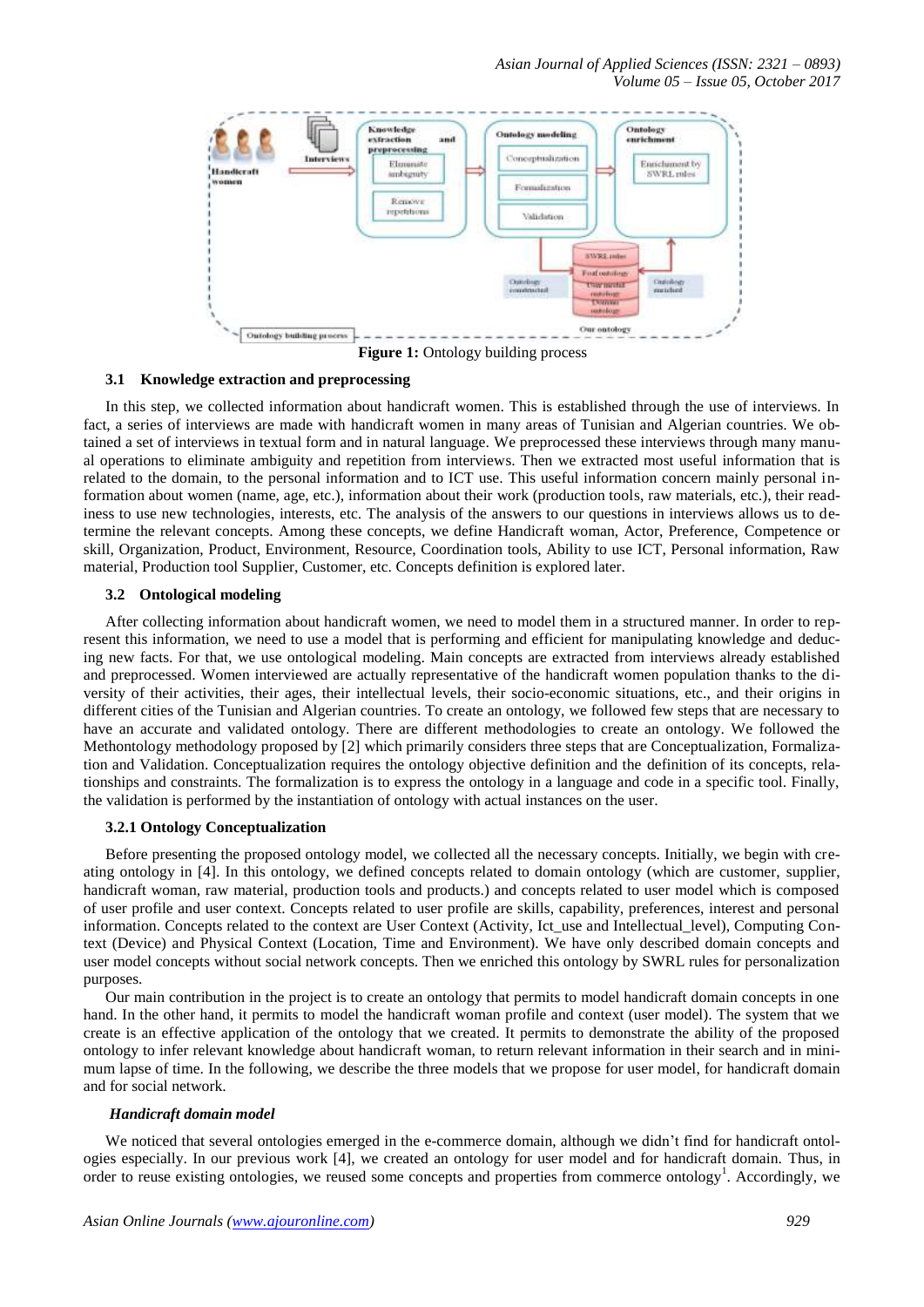Figure 1: Ontology building process

### 3.1 Knowledge extraction and preprocessing

In this step, we collected information about handicraft women. This is established through the use of interviews. In fact, a series of interviews are made with handicraft women in many areas of Tunisian and Algerian countries. We obtained a set of interviews in textual form and in natural language. We preprocessed these interviews through many manual operations to eliminate ambiguity and repetition from interviews. Then we extracted most useful information that is related to the domain, to the personal information and to ICT use. This useful information concern mainly personal information about women (name, age, etc.), information about their work (production tools, raw materials, etc.), their readiness to use new technologies, interests, etc. The analysis of the answers to our questions in interviews allows us to determine the relevant concepts. Among these concepts, we define Handicraft woman, Actor, Preference, Competence or skill, Organization, Product, Environment, Resource, Coordination tools, Ability to use ICT, Personal information, Raw material, Production tool Supplier, Customer, etc. Concepts definition is explored later.

### 3.2 Ontological modeling

After collecting information about handicraft women, we need to model them in a structured manner. In order to represent this information, we need to use a model that is performing and efficient for manipulating knowledge and deducing new facts. For that, we use ontological modeling. Main concepts are extracted from interviews already established and preprocessed. Women interviewed are actually representative of the handicraft women population thanks to the diversity of their activities, their ages, their intellectual levels, their socio-economic situations, etc., and their origins in different cities of the Tunisian and Algerian countries. To create an ontology, we followed few steps that are necessary to have an accurate and validated ontology. There are different methodologies to create an ontology. We followed the Methontology methodology proposed by [2] which primarily considers three steps that are Conceptualization, Formalization and Validation. Conceptualization requires the ontology objective definition and the definition of its concepts, relationships and constraints. The formalization is to express the ontology in a language and code in a specific tool. Finally, the validation is performed by the instantiation of ontology with actual instances on the user.

#### 3.2.1 Ontology Conceptualization

Before presenting the proposed ontology model, we collected all the necessary concepts. Initially, we begin with creating ontology in [4]. In this ontology, we defined concepts related to domain ontology (which are customer, supplier, handicraft woman, raw material, production tools and products.) and concepts related to user model which is composed of user profile and user context. Concepts related to user profile are skills, capability, preferences, interest and personal information. Concepts related to the context are User Context (Activity, Ict_use and Intellectual_level), Computing Context (Device) and Physical Context (Location, Time and Environment). We have only described domain concepts and user model concepts without social network concepts. Then we enriched this ontology by SWRL rules for personalization purposes.

Our main contribution in the project is to create an ontology that permits to model handicraft domain concepts in one hand. In the other hand, it permits to model the handicraft woman profile and context (user model). The system that we create is an effective application of the ontology that we created. It permits to demonstrate the ability of the proposed ontology to infer relevant knowledge about handicraft woman, to return relevant information in their search and in minimum lapse of time. In the following, we describe the three models that we propose for user model, for handicraft domain and for social network.

***Handicraft domain model***

We noticed that several ontologies emerged in the e-commerce domain, although we didn't find for handicraft ontologies especially. In our previous work [4], we created an ontology for user model and for handicraft domain. Thus, in order to reuse existing ontologies, we reused some concepts and properties from commerce ontology[1]. Accordingly, we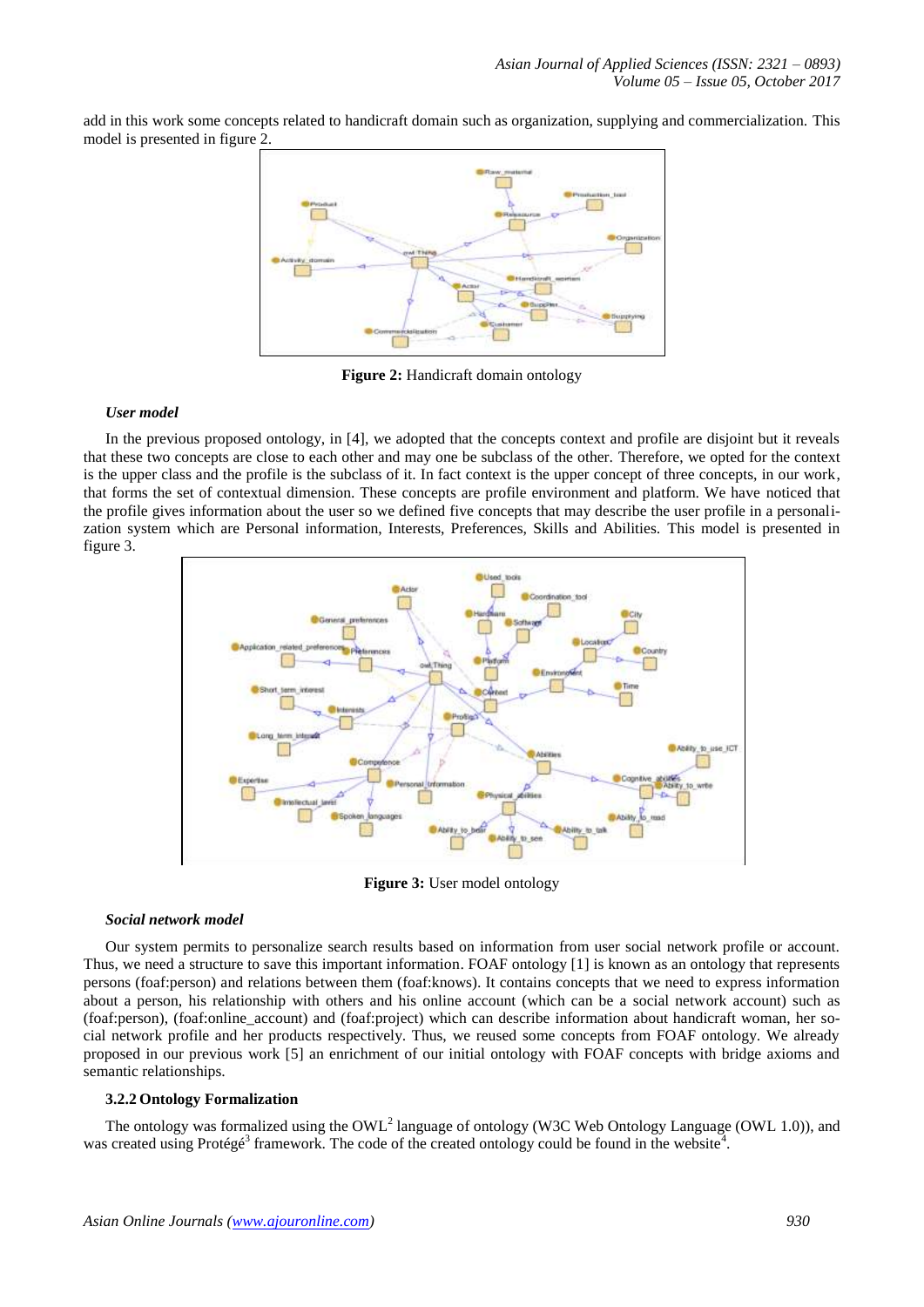add in this work some concepts related to handicraft domain such as organization, supplying and commercialization. This model is presented in figure 2.

**Figure 2:** Handicraft domain ontology

***User model***

In the previous proposed ontology, in [4], we adopted that the concepts context and profile are disjoint but it reveals that these two concepts are close to each other and may one be subclass of the other. Therefore, we opted for the context is the upper class and the profile is the subclass of it. In fact context is the upper concept of three concepts, in our work, that forms the set of contextual dimension. These concepts are profile environment and platform. We have noticed that the profile gives information about the user so we defined five concepts that may describe the user profile in a personalization system which are Personal information, Interests, Preferences, Skills and Abilities. This model is presented in figure 3.

**Figure 3:** User model ontology

***Social network model***

Our system permits to personalize search results based on information from user social network profile or account. Thus, we need a structure to save this important information. FOAF ontology [1] is known as an ontology that represents persons (foaf:person) and relations between them (foaf:knows). It contains concepts that we need to express information about a person, his relationship with others and his online account (which can be a social network account) such as (foaf:person), (foaf:online_account) and (foaf:project) which can describe information about handicraft woman, her social network profile and her products respectively. Thus, we reused some concepts from FOAF ontology. We already proposed in our previous work [5] an enrichment of our initial ontology with FOAF concepts with bridge axioms and semantic relationships.

**3.2.2 Ontology Formalization**

The ontology was formalized using the OWL[2] language of ontology (W3C Web Ontology Language (OWL 1.0)), and was created using Protégé[3] framework. The code of the created ontology could be found in the website[4].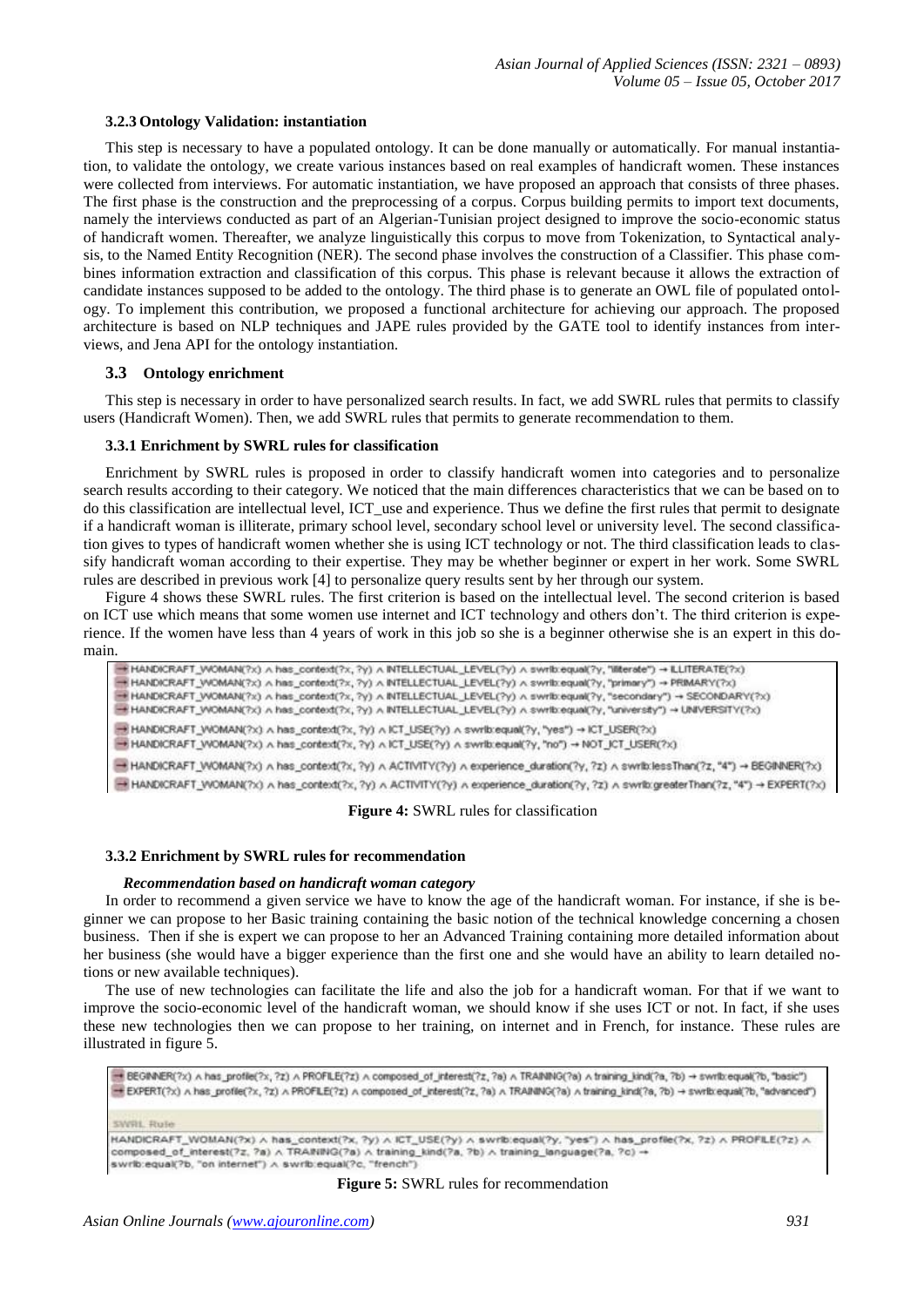#### 3.2.3 Ontology Validation: instantiation

This step is necessary to have a populated ontology. It can be done manually or automatically. For manual instantiation, to validate the ontology, we create various instances based on real examples of handicraft women. These instances were collected from interviews. For automatic instantiation, we have proposed an approach that consists of three phases. The first phase is the construction and the preprocessing of a corpus. Corpus building permits to import text documents, namely the interviews conducted as part of an Algerian-Tunisian project designed to improve the socio-economic status of handicraft women. Thereafter, we analyze linguistically this corpus to move from Tokenization, to Syntactical analysis, to the Named Entity Recognition (NER). The second phase involves the construction of a Classifier. This phase combines information extraction and classification of this corpus. This phase is relevant because it allows the extraction of candidate instances supposed to be added to the ontology. The third phase is to generate an OWL file of populated ontology. To implement this contribution, we proposed a functional architecture for achieving our approach. The proposed architecture is based on NLP techniques and JAPE rules provided by the GATE tool to identify instances from interviews, and Jena API for the ontology instantiation.

### 3.3 Ontology enrichment

This step is necessary in order to have personalized search results. In fact, we add SWRL rules that permits to classify users (Handicraft Women). Then, we add SWRL rules that permits to generate recommendation to them.

#### 3.3.1 Enrichment by SWRL rules for classification

Enrichment by SWRL rules is proposed in order to classify handicraft women into categories and to personalize search results according to their category. We noticed that the main differences characteristics that we can be based on to do this classification are intellectual level, ICT_use and experience. Thus we define the first rules that permit to designate if a handicraft woman is illiterate, primary school level, secondary school level or university level. The second classification gives to types of handicraft women whether she is using ICT technology or not. The third classification leads to classify handicraft woman according to their expertise. They may be whether beginner or expert in her work. Some SWRL rules are described in previous work [4] to personalize query results sent by her through our system.

Figure 4 shows these SWRL rules. The first criterion is based on the intellectual level. The second criterion is based on ICT use which means that some women use internet and ICT technology and others don't. The third criterion is experience. If the women have less than 4 years of work in this job so she is a beginner otherwise she is an expert in this domain.

```
HANDICRAFT_WOMAN(?x) ∧ has_context(?x, ?y) ∧ INTELLECTUAL_LEVEL(?y) ∧ swrlb:equal(?y, "illiterate") → ILLITERATE(?x)
HANDICRAFT_WOMAN(?x) ∧ has_context(?x, ?y) ∧ INTELLECTUAL_LEVEL(?y) ∧ swrlb:equal(?y, "primary") → PRIMARY(?x)
HANDICRAFT_WOMAN(?x) ∧ has_context(?x, ?y) ∧ INTELLECTUAL_LEVEL(?y) ∧ swrlb:equal(?y, "secondary") → SECONDARY(?x)
HANDICRAFT_WOMAN(?x) ∧ has_context(?x, ?y) ∧ INTELLECTUAL_LEVEL(?y) ∧ swrlb:equal(?y, "university") → UNIVERSITY(?x)
HANDICRAFT_WOMAN(?x) ∧ has_context(?x, ?y) ∧ ICT_USE(?y) ∧ swrlb:equal(?y, "yes") → ICT_USER(?x)
HANDICRAFT_WOMAN(?x) ∧ has_context(?x, ?y) ∧ ICT_USE(?y) ∧ swrlb:equal(?y, "no") → NOT_ICT_USER(?x)
HANDICRAFT_WOMAN(?x) ∧ has_context(?x, ?y) ∧ ACTIVITY(?y) ∧ experience_duration(?y, ?z) ∧ swrlb:lessThan(?z, "4") → BEGINNER(?x)
HANDICRAFT_WOMAN(?x) ∧ has_context(?x, ?y) ∧ ACTIVITY(?y) ∧ experience_duration(?y, ?z) ∧ swrlb:greaterThan(?z, "4") → EXPERT(?x)
```

**Figure 4:** SWRL rules for classification

#### 3.3.2 Enrichment by SWRL rules for recommendation

***Recommendation based on handicraft woman category***

In order to recommend a given service we have to know the age of the handicraft woman. For instance, if she is beginner we can propose to her Basic training containing the basic notion of the technical knowledge concerning a chosen business. Then if she is expert we can propose to her an Advanced Training containing more detailed information about her business (she would have a bigger experience than the first one and she would have an ability to learn detailed notions or new available techniques).

The use of new technologies can facilitate the life and also the job for a handicraft woman. For that if we want to improve the socio-economic level of the handicraft woman, we should know if she uses ICT or not. In fact, if she uses these new technologies then we can propose to her training, on internet and in French, for instance. These rules are illustrated in figure 5.

```
BEGINNER(?x) ∧ has_profile(?x, ?z) ∧ PROFILE(?z) ∧ composed_of_interest(?z, ?a) ∧ TRAINING(?a) ∧ training_kind(?a, ?b) → swrlb:equal(?b, "basic")
EXPERT(?x) ∧ has_profile(?x, ?z) ∧ PROFILE(?z) ∧ composed_of_interest(?z, ?a) ∧ TRAINING(?a) ∧ training_kind(?a, ?b) → swrlb:equal(?b, "advanced")

SWRL Rule
HANDICRAFT_WOMAN(?x) ∧ has_context(?x, ?y) ∧ ICT_USE(?y) ∧ swrlb:equal(?y, "yes") ∧ has_profile(?x, ?z) ∧ PROFILE(?z) ∧
composed_of_interest(?z, ?a) ∧ TRAINING(?a) ∧ training_kind(?a, ?b) ∧ training_language(?a, ?c) →
swrlb:equal(?b, "on internet") ∧ swrlb:equal(?c, "french")
```

**Figure 5:** SWRL rules for recommendation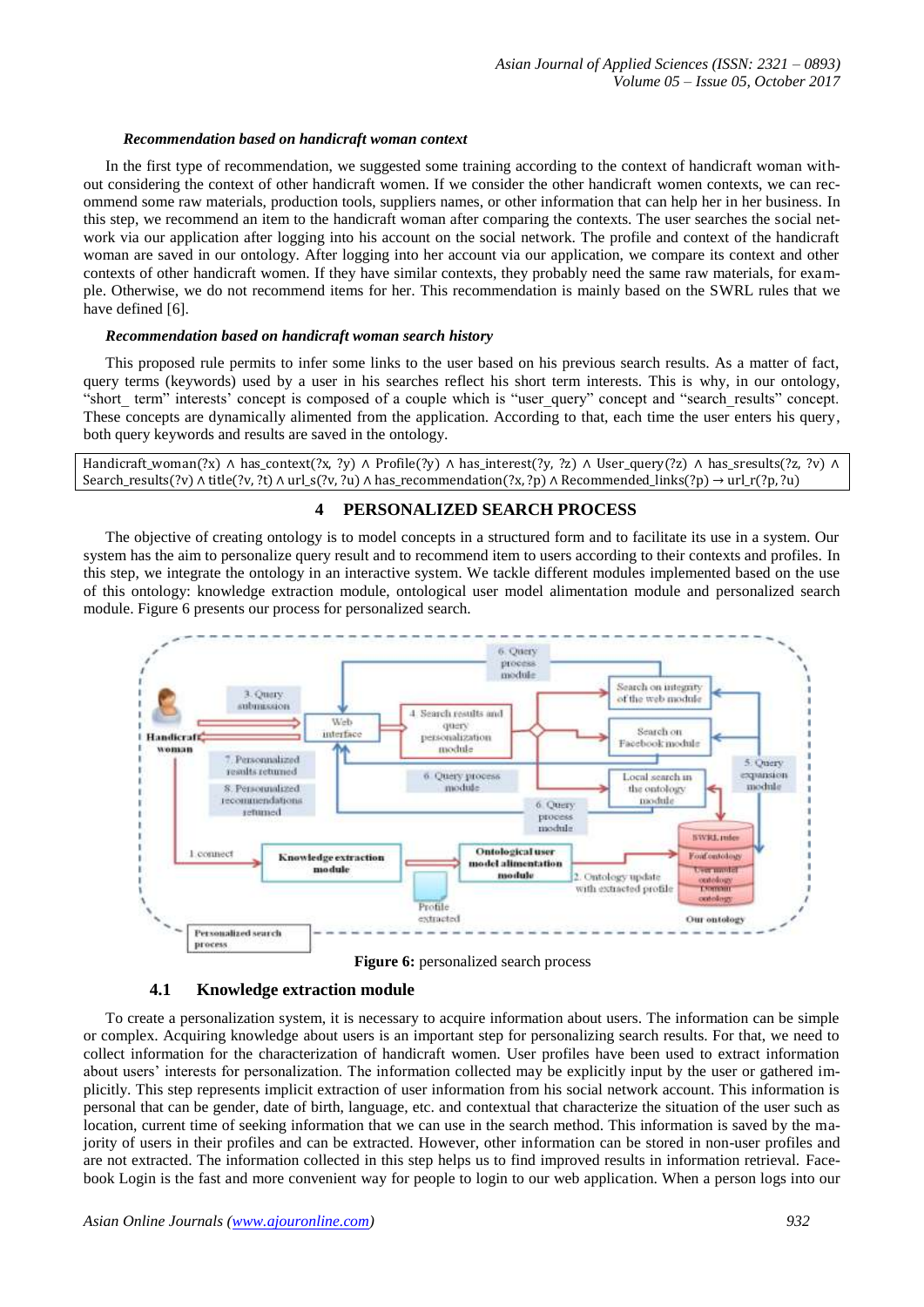***Recommendation based on handicraft woman context***

In the first type of recommendation, we suggested some training according to the context of handicraft woman without considering the context of other handicraft women. If we consider the other handicraft women contexts, we can recommend some raw materials, production tools, suppliers names, or other information that can help her in her business. In this step, we recommend an item to the handicraft woman after comparing the contexts. The user searches the social network via our application after logging into his account on the social network. The profile and context of the handicraft woman are saved in our ontology. After logging into her account via our application, we compare its context and other contexts of other handicraft women. If they have similar contexts, they probably need the same raw materials, for example. Otherwise, we do not recommend items for her. This recommendation is mainly based on the SWRL rules that we have defined [6].

***Recommendation based on handicraft woman search history***

This proposed rule permits to infer some links to the user based on his previous search results. As a matter of fact, query terms (keywords) used by a user in his searches reflect his short term interests. This is why, in our ontology, "short_ term" interests' concept is composed of a couple which is "user_query" concept and "search_results" concept. These concepts are dynamically alimented from the application. According to that, each time the user enters his query, both query keywords and results are saved in the ontology.

Handicraft_woman(?x) ∧ has_context(?x, ?y) ∧ Profile(?y) ∧ has_interest(?y, ?z) ∧ User_query(?z) ∧ has_sresults(?z, ?v) ∧ Search_results(?v) ∧ title(?v, ?t) ∧ url_s(?v, ?u) ∧ has_recommendation(?x, ?p) ∧ Recommended_links(?p) → url_r(?p, ?u)

## 4 PERSONALIZED SEARCH PROCESS

The objective of creating ontology is to model concepts in a structured form and to facilitate its use in a system. Our system has the aim to personalize query result and to recommend item to users according to their contexts and profiles. In this step, we integrate the ontology in an interactive system. We tackle different modules implemented based on the use of this ontology: knowledge extraction module, ontological user model alimentation module and personalized search module. Figure 6 presents our process for personalized search.

**Figure 6:** personalized search process

### 4.1 Knowledge extraction module

To create a personalization system, it is necessary to acquire information about users. The information can be simple or complex. Acquiring knowledge about users is an important step for personalizing search results. For that, we need to collect information for the characterization of handicraft women. User profiles have been used to extract information about users' interests for personalization. The information collected may be explicitly input by the user or gathered implicitly. This step represents implicit extraction of user information from his social network account. This information is personal that can be gender, date of birth, language, etc. and contextual that characterize the situation of the user such as location, current time of seeking information that we can use in the search method. This information is saved by the majority of users in their profiles and can be extracted. However, other information can be stored in non-user profiles and are not extracted. The information collected in this step helps us to find improved results in information retrieval. Facebook Login is the fast and more convenient way for people to login to our web application. When a person logs into our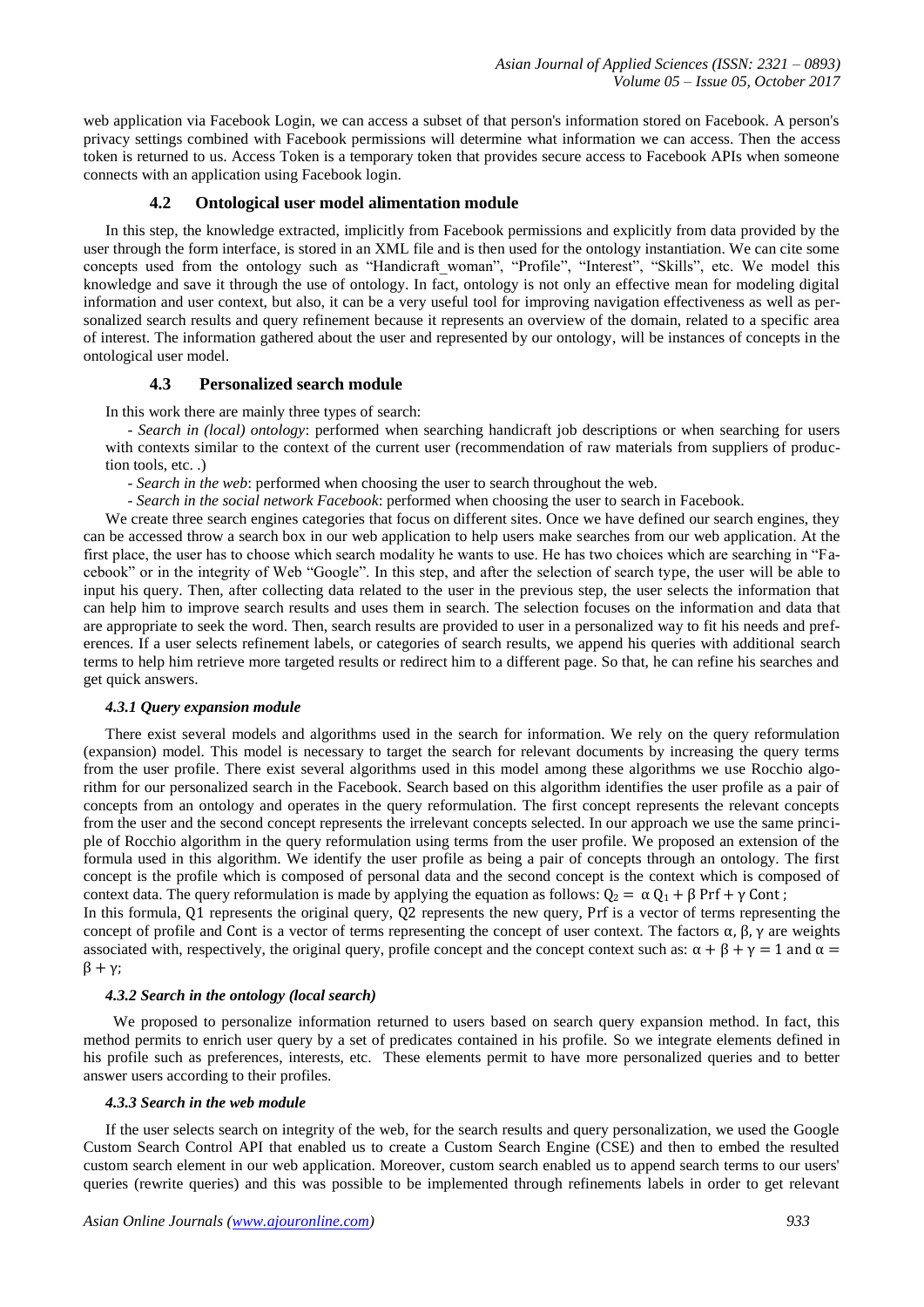web application via Facebook Login, we can access a subset of that person's information stored on Facebook. A person's privacy settings combined with Facebook permissions will determine what information we can access. Then the access token is returned to us. Access Token is a temporary token that provides secure access to Facebook APIs when someone connects with an application using Facebook login.

### 4.2 Ontological user model alimentation module

In this step, the knowledge extracted, implicitly from Facebook permissions and explicitly from data provided by the user through the form interface, is stored in an XML file and is then used for the ontology instantiation. We can cite some concepts used from the ontology such as "Handicraft_woman", "Profile", "Interest", "Skills", etc. We model this knowledge and save it through the use of ontology. In fact, ontology is not only an effective mean for modeling digital information and user context, but also, it can be a very useful tool for improving navigation effectiveness as well as personalized search results and query refinement because it represents an overview of the domain, related to a specific area of interest. The information gathered about the user and represented by our ontology, will be instances of concepts in the ontological user model.

### 4.3 Personalized search module

In this work there are mainly three types of search:

- *Search in (local) ontology*: performed when searching handicraft job descriptions or when searching for users with contexts similar to the context of the current user (recommendation of raw materials from suppliers of production tools, etc. .)
- *Search in the web*: performed when choosing the user to search throughout the web.
- *Search in the social network Facebook*: performed when choosing the user to search in Facebook.

We create three search engines categories that focus on different sites. Once we have defined our search engines, they can be accessed throw a search box in our web application to help users make searches from our web application. At the first place, the user has to choose which search modality he wants to use. He has two choices which are searching in "Facebook" or in the integrity of Web "Google". In this step, and after the selection of search type, the user will be able to input his query. Then, after collecting data related to the user in the previous step, the user selects the information that can help him to improve search results and uses them in search. The selection focuses on the information and data that are appropriate to seek the word. Then, search results are provided to user in a personalized way to fit his needs and preferences. If a user selects refinement labels, or categories of search results, we append his queries with additional search terms to help him retrieve more targeted results or redirect him to a different page. So that, he can refine his searches and get quick answers.

#### *4.3.1 Query expansion module*

There exist several models and algorithms used in the search for information. We rely on the query reformulation (expansion) model. This model is necessary to target the search for relevant documents by increasing the query terms from the user profile. There exist several algorithms used in this model among these algorithms we use Rocchio algorithm for our personalized search in the Facebook. Search based on this algorithm identifies the user profile as a pair of concepts from an ontology and operates in the query reformulation. The first concept represents the relevant concepts from the user and the second concept represents the irrelevant concepts selected. In our approach we use the same principle of Rocchio algorithm in the query reformulation using terms from the user profile. We proposed an extension of the formula used in this algorithm. We identify the user profile as being a pair of concepts through an ontology. The first concept is the profile which is composed of personal data and the second concept is the context which is composed of context data. The query reformulation is made by applying the equation as follows: $Q_2 = \alpha Q_1 + \beta \, \mathrm{Prf} + \gamma \, \mathrm{Cont}$ ;
In this formula, Q1 represents the original query, Q2 represents the new query, Prf is a vector of terms representing the concept of profile and Cont is a vector of terms representing the concept of user context. The factors $\alpha$, $\beta$, $\gamma$ are weights associated with, respectively, the original query, profile concept and the concept context such as: $\alpha + \beta + \gamma = 1$ and $\alpha = \beta + \gamma$;

#### *4.3.2 Search in the ontology (local search)*

We proposed to personalize information returned to users based on search query expansion method. In fact, this method permits to enrich user query by a set of predicates contained in his profile. So we integrate elements defined in his profile such as preferences, interests, etc. These elements permit to have more personalized queries and to better answer users according to their profiles.

#### *4.3.3 Search in the web module*

If the user selects search on integrity of the web, for the search results and query personalization, we used the Google Custom Search Control API that enabled us to create a Custom Search Engine (CSE) and then to embed the resulted custom search element in our web application. Moreover, custom search enabled us to append search terms to our users' queries (rewrite queries) and this was possible to be implemented through refinements labels in order to get relevant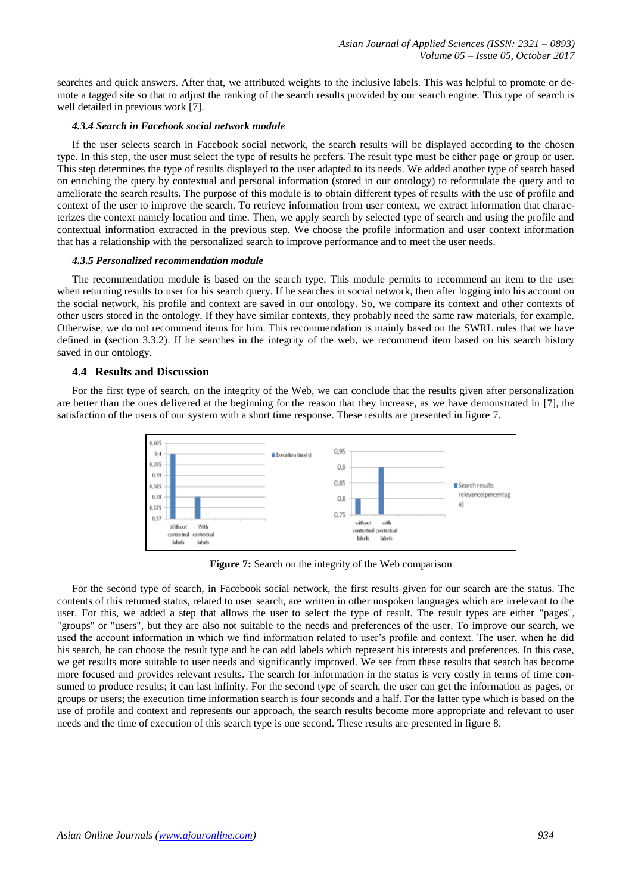searches and quick answers. After that, we attributed weights to the inclusive labels. This was helpful to promote or demote a tagged site so that to adjust the ranking of the search results provided by our search engine. This type of search is well detailed in previous work [7].

#### *4.3.4 Search in Facebook social network module*

If the user selects search in Facebook social network, the search results will be displayed according to the chosen type. In this step, the user must select the type of results he prefers. The result type must be either page or group or user. This step determines the type of results displayed to the user adapted to its needs. We added another type of search based on enriching the query by contextual and personal information (stored in our ontology) to reformulate the query and to ameliorate the search results. The purpose of this module is to obtain different types of results with the use of profile and context of the user to improve the search. To retrieve information from user context, we extract information that characterizes the context namely location and time. Then, we apply search by selected type of search and using the profile and contextual information extracted in the previous step. We choose the profile information and user context information that has a relationship with the personalized search to improve performance and to meet the user needs.

#### *4.3.5 Personalized recommendation module*

The recommendation module is based on the search type. This module permits to recommend an item to the user when returning results to user for his search query. If he searches in social network, then after logging into his account on the social network, his profile and context are saved in our ontology. So, we compare its context and other contexts of other users stored in the ontology. If they have similar contexts, they probably need the same raw materials, for example. Otherwise, we do not recommend items for him. This recommendation is mainly based on the SWRL rules that we have defined in (section 3.3.2). If he searches in the integrity of the web, we recommend item based on his search history saved in our ontology.

### 4.4 Results and Discussion

For the first type of search, on the integrity of the Web, we can conclude that the results given after personalization are better than the ones delivered at the beginning for the reason that they increase, as we have demonstrated in [7], the satisfaction of the users of our system with a short time response. These results are presented in figure 7.

**Figure 7:** Search on the integrity of the Web comparison

For the second type of search, in Facebook social network, the first results given for our search are the status. The contents of this returned status, related to user search, are written in other unspoken languages which are irrelevant to the user. For this, we added a step that allows the user to select the type of result. The result types are either "pages", "groups" or "users", but they are also not suitable to the needs and preferences of the user. To improve our search, we used the account information in which we find information related to user's profile and context. The user, when he did his search, he can choose the result type and he can add labels which represent his interests and preferences. In this case, we get results more suitable to user needs and significantly improved. We see from these results that search has become more focused and provides relevant results. The search for information in the status is very costly in terms of time consumed to produce results; it can last infinity. For the second type of search, the user can get the information as pages, or groups or users; the execution time information search is four seconds and a half. For the latter type which is based on the use of profile and context and represents our approach, the search results become more appropriate and relevant to user needs and the time of execution of this search type is one second. These results are presented in figure 8.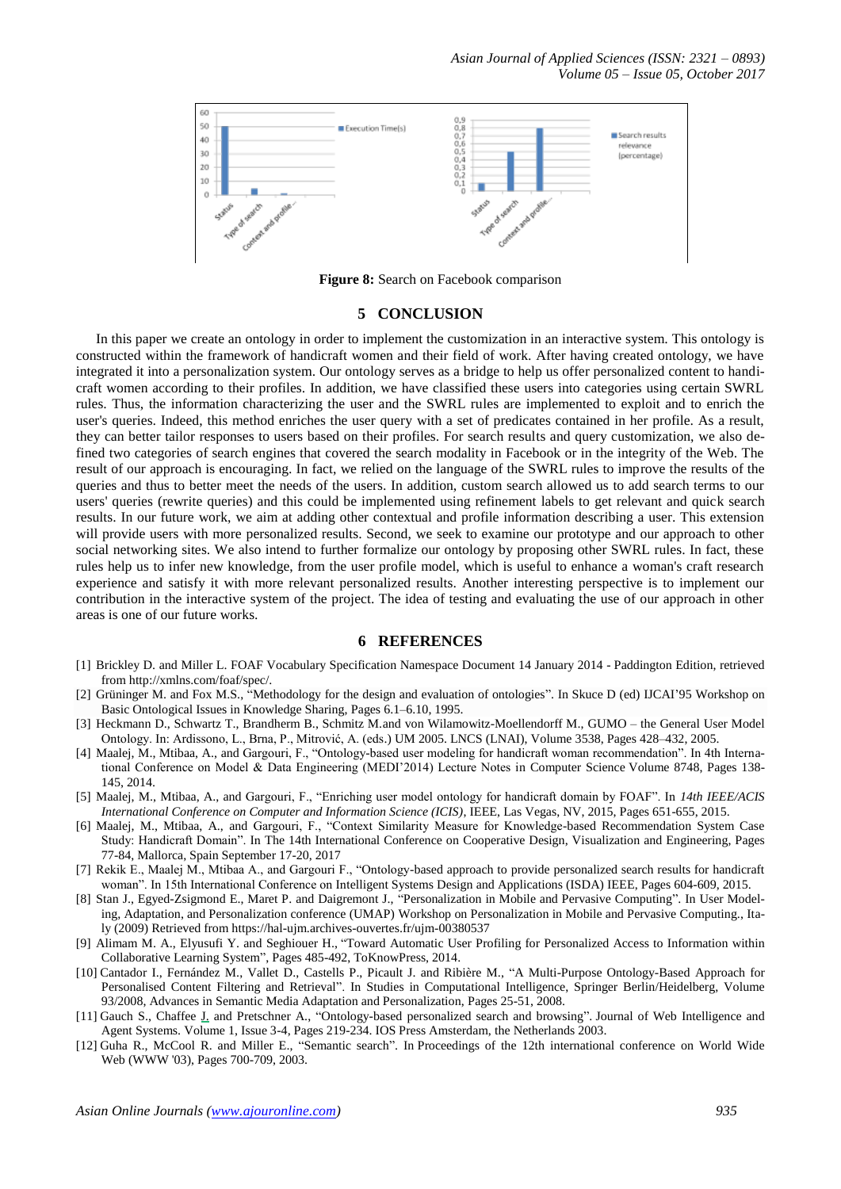**Figure 8:** Search on Facebook comparison

## 5 CONCLUSION

In this paper we create an ontology in order to implement the customization in an interactive system. This ontology is constructed within the framework of handicraft women and their field of work. After having created ontology, we have integrated it into a personalization system. Our ontology serves as a bridge to help us offer personalized content to handicraft women according to their profiles. In addition, we have classified these users into categories using certain SWRL rules. Thus, the information characterizing the user and the SWRL rules are implemented to exploit and to enrich the user's queries. Indeed, this method enriches the user query with a set of predicates contained in her profile. As a result, they can better tailor responses to users based on their profiles. For search results and query customization, we also defined two categories of search engines that covered the search modality in Facebook or in the integrity of the Web. The result of our approach is encouraging. In fact, we relied on the language of the SWRL rules to improve the results of the queries and thus to better meet the needs of the users. In addition, custom search allowed us to add search terms to our users' queries (rewrite queries) and this could be implemented using refinement labels to get relevant and quick search results. In our future work, we aim at adding other contextual and profile information describing a user. This extension will provide users with more personalized results. Second, we seek to examine our prototype and our approach to other social networking sites. We also intend to further formalize our ontology by proposing other SWRL rules. In fact, these rules help us to infer new knowledge, from the user profile model, which is useful to enhance a woman's craft research experience and satisfy it with more relevant personalized results. Another interesting perspective is to implement our contribution in the interactive system of the project. The idea of testing and evaluating the use of our approach in other areas is one of our future works.

## 6 REFERENCES

[1] Brickley D. and Miller L. FOAF Vocabulary Specification Namespace Document 14 January 2014 - Paddington Edition, retrieved from http://xmlns.com/foaf/spec/.

[2] Grüninger M. and Fox M.S., "Methodology for the design and evaluation of ontologies". In Skuce D (ed) IJCAI'95 Workshop on Basic Ontological Issues in Knowledge Sharing, Pages 6.1–6.10, 1995.

[3] Heckmann D., Schwartz T., Brandherm B., Schmitz M.and von Wilamowitz-Moellendorff M., GUMO – the General User Model Ontology. In: Ardissono, L., Brna, P., Mitrović, A. (eds.) UM 2005. LNCS (LNAI), Volume 3538, Pages 428–432, 2005.

[4] Maalej, M., Mtibaa, A., and Gargouri, F., "Ontology-based user modeling for handicraft woman recommendation". In 4th International Conference on Model & Data Engineering (MEDI'2014) Lecture Notes in Computer Science Volume 8748, Pages 138-145, 2014.

[5] Maalej, M., Mtibaa, A., and Gargouri, F., "Enriching user model ontology for handicraft domain by FOAF". In *14th IEEE/ACIS International Conference on Computer and Information Science (ICIS)*, IEEE, Las Vegas, NV, 2015, Pages 651-655, 2015.

[6] Maalej, M., Mtibaa, A., and Gargouri, F., "Context Similarity Measure for Knowledge-based Recommendation System Case Study: Handicraft Domain". In The 14th International Conference on Cooperative Design, Visualization and Engineering, Pages 77-84, Mallorca, Spain September 17-20, 2017

[7] Rekik E., Maalej M., Mtibaa A., and Gargouri F., "Ontology-based approach to provide personalized search results for handicraft woman". In 15th International Conference on Intelligent Systems Design and Applications (ISDA) IEEE, Pages 604-609, 2015.

[8] Stan J., Egyed-Zsigmond E., Maret P. and Daigremont J., "Personalization in Mobile and Pervasive Computing". In User Modeling, Adaptation, and Personalization conference (UMAP) Workshop on Personalization in Mobile and Pervasive Computing., Italy (2009) Retrieved from https://hal-ujm.archives-ouvertes.fr/ujm-00380537

[9] Alimam M. A., Elyusufi Y. and Seghiouer H., "Toward Automatic User Profiling for Personalized Access to Information within Collaborative Learning System", Pages 485-492, ToKnowPress, 2014.

[10] Cantador I., Fernández M., Vallet D., Castells P., Picault J. and Ribière M., "A Multi-Purpose Ontology-Based Approach for Personalised Content Filtering and Retrieval". In Studies in Computational Intelligence, Springer Berlin/Heidelberg, Volume 93/2008, Advances in Semantic Media Adaptation and Personalization, Pages 25-51, 2008.

[11] Gauch S., Chaffee J. and Pretschner A., "Ontology-based personalized search and browsing". Journal of Web Intelligence and Agent Systems. Volume 1, Issue 3-4, Pages 219-234. IOS Press Amsterdam, the Netherlands 2003.

[12] Guha R., McCool R. and Miller E., "Semantic search". In Proceedings of the 12th international conference on World Wide Web (WWW '03), Pages 700-709, 2003.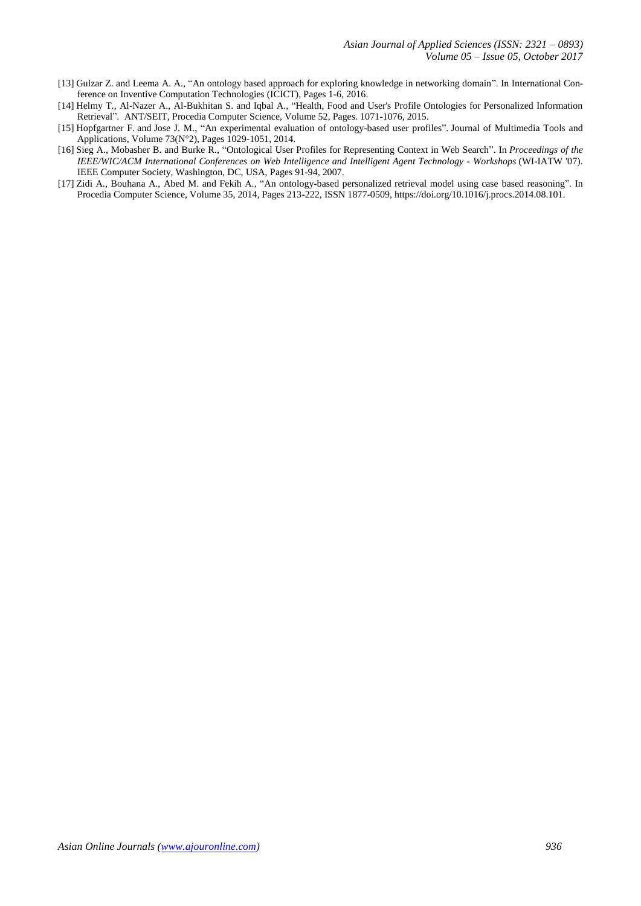[13] Gulzar Z. and Leema A. A., "An ontology based approach for exploring knowledge in networking domain". In International Conference on Inventive Computation Technologies (ICICT), Pages 1-6, 2016.

[14] Helmy T., Al-Nazer A., Al-Bukhitan S. and Iqbal A., "Health, Food and User's Profile Ontologies for Personalized Information Retrieval". ANT/SEIT, Procedia Computer Science, Volume 52, Pages. 1071-1076, 2015.

[15] Hopfgartner F. and Jose J. M., "An experimental evaluation of ontology-based user profiles". Journal of Multimedia Tools and Applications, Volume 73(N°2), Pages 1029-1051, 2014.

[16] Sieg A., Mobasher B. and Burke R., "Ontological User Profiles for Representing Context in Web Search". In *Proceedings of the IEEE/WIC/ACM International Conferences on Web Intelligence and Intelligent Agent Technology - Workshops* (WI-IATW '07). IEEE Computer Society, Washington, DC, USA, Pages 91-94, 2007.

[17] Zidi A., Bouhana A., Abed M. and Fekih A., "An ontology-based personalized retrieval model using case based reasoning". In Procedia Computer Science, Volume 35, 2014, Pages 213-222, ISSN 1877-0509, https://doi.org/10.1016/j.procs.2014.08.101.